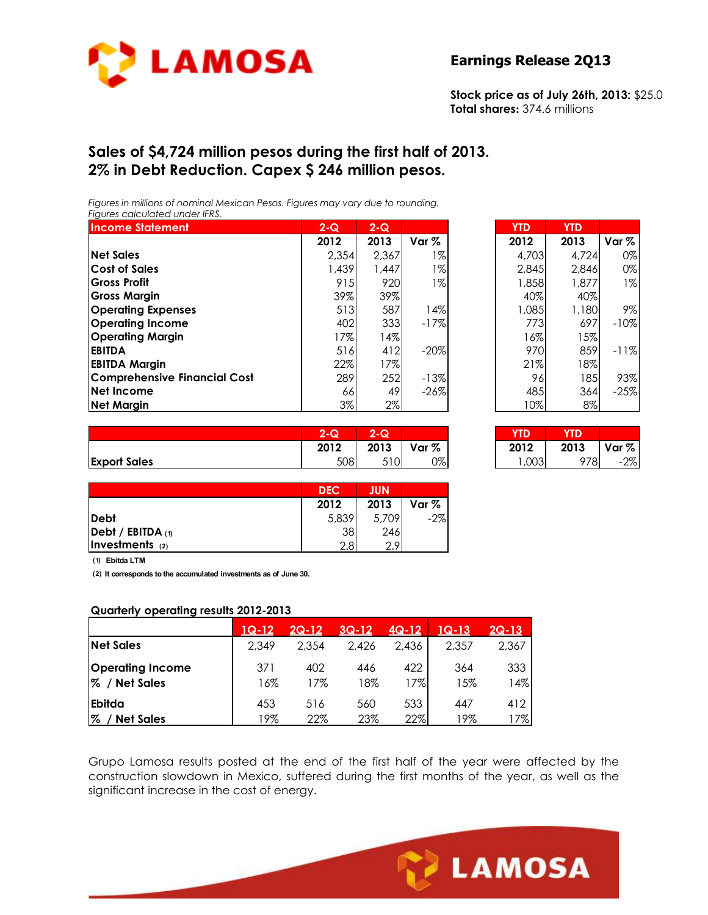# Earnings Release 2Q13

**Stock price as of July 26th, 2013:** $25.0
**Total shares:** 374.6 millions

## Sales of $4,724 million pesos during the first half of 2013. 2% in Debt Reduction. Capex $ 246 million pesos.

*Figures in millions of nominal Mexican Pesos. Figures may vary due to rounding.*
*Figures calculated under IFRS.*

| Income Statement | 2-Q 2012 | 2-Q 2013 | Var % | YTD 2012 | YTD 2013 | Var % |
|---|---|---|---|---|---|---|
| Net Sales | 2,354 | 2,367 | 1% | 4,703 | 4,724 | 0% |
| Cost of Sales | 1,439 | 1,447 | 1% | 2,845 | 2,846 | 0% |
| Gross Profit | 915 | 920 | 1% | 1,858 | 1,877 | 1% |
| Gross Margin | 39% | 39% | | 40% | 40% | |
| Operating Expenses | 513 | 587 | 14% | 1,085 | 1,180 | 9% |
| Operating Income | 402 | 333 | -17% | 773 | 697 | -10% |
| Operating Margin | 17% | 14% | | 16% | 15% | |
| EBITDA | 516 | 412 | -20% | 970 | 859 | -11% |
| EBITDA Margin | 22% | 17% | | 21% | 18% | |
| Comprehensive Financial Cost | 289 | 252 | -13% | 96 | 185 | 93% |
| Net Income | 66 | 49 | -26% | 485 | 364 | -25% |
| Net Margin | 3% | 2% | | 10% | 8% | |

| | 2-Q 2012 | 2-Q 2013 | Var % | YTD 2012 | YTD 2013 | Var % |
|---|---|---|---|---|---|---|
| Export Sales | 508 | 510 | 0% | 1,003 | 978 | -2% |

| | DEC 2012 | JUN 2013 | Var % |
|---|---|---|---|
| Debt | 5,839 | 5,709 | -2% |
| Debt / EBITDA (1) | 38 | 246 | |
| Investments (2) | 2.8 | 2.9 | |

(1) Ebitda LTM

(2) It corresponds to the accumulated investments as of June 30.

**Quarterly operating results 2012-2013**

| | 1Q-12 | 2Q-12 | 3Q-12 | 4Q-12 | 1Q-13 | 2Q-13 |
|---|---|---|---|---|---|---|
| Net Sales | 2,349 | 2,354 | 2,426 | 2,436 | 2,357 | 2,367 |
| Operating Income | 371 | 402 | 446 | 422 | 364 | 333 |
| % / Net Sales | 16% | 17% | 18% | 17% | 15% | 14% |
| Ebitda | 453 | 516 | 560 | 533 | 447 | 412 |
| % / Net Sales | 19% | 22% | 23% | 22% | 19% | 17% |

Grupo Lamosa results posted at the end of the first half of the year were affected by the construction slowdown in Mexico, suffered during the first months of the year, as well as the significant increase in the cost of energy.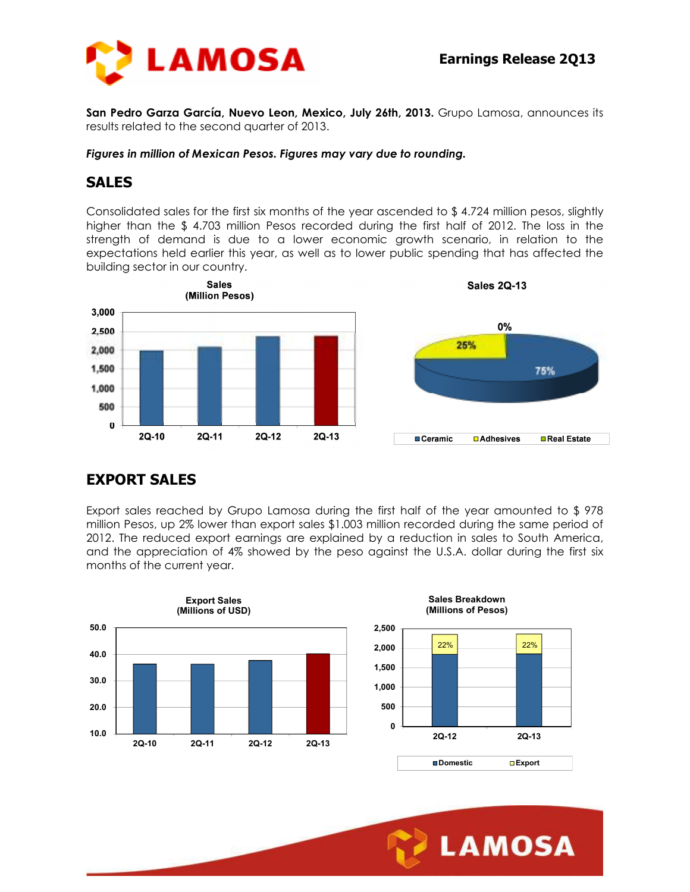**San Pedro Garza García, Nuevo Leon, Mexico, July 26th, 2013.** Grupo Lamosa, announces its results related to the second quarter of 2013.

***Figures in million of Mexican Pesos. Figures may vary due to rounding.***

## SALES

Consolidated sales for the first six months of the year ascended to $ 4.724 million pesos, slightly higher than the $ 4.703 million Pesos recorded during the first half of 2012. The loss in the strength of demand is due to a lower economic growth scenario, in relation to the expectations held earlier this year, as well as to lower public spending that has affected the building sector in our country.

## EXPORT SALES

Export sales reached by Grupo Lamosa during the first half of the year amounted to $ 978 million Pesos, up 2% lower than export sales $1.003 million recorded during the same period of 2012. The reduced export earnings are explained by a reduction in sales to South America, and the appreciation of 4% showed by the peso against the U.S.A. dollar during the first six months of the current year.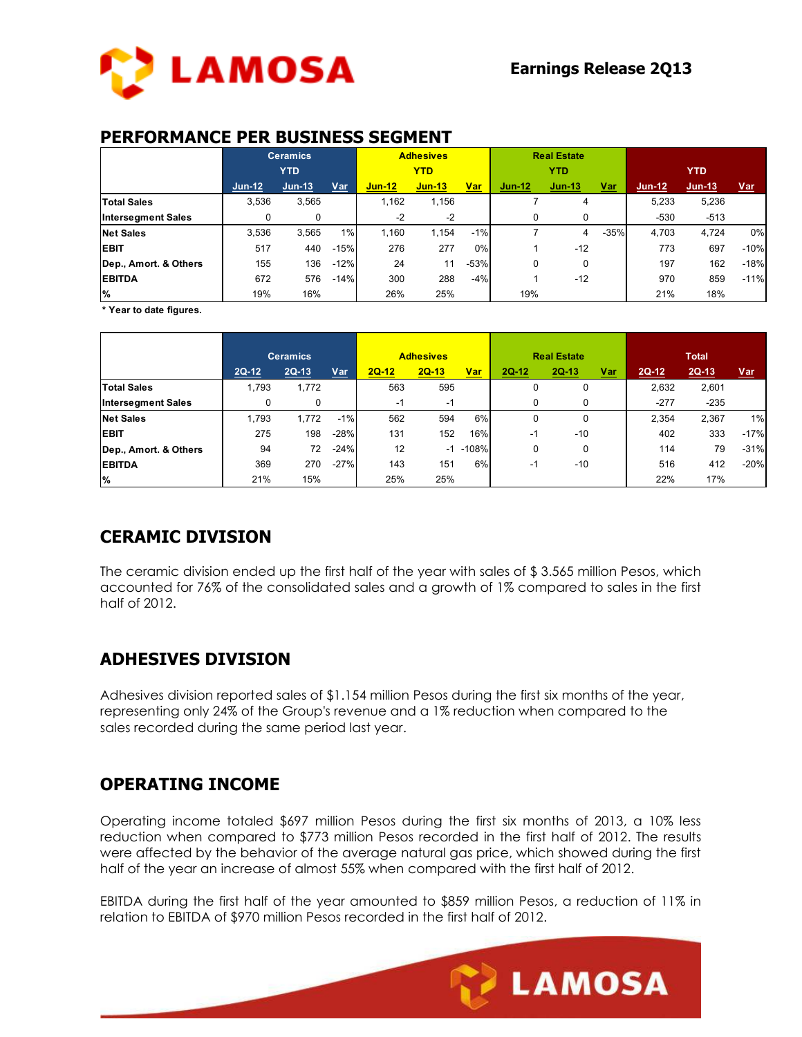## PERFORMANCE PER BUSINESS SEGMENT

| | Ceramics | | | Adhesives | | | Real Estate | | | | | |
|---|---|---|---|---|---|---|---|---|---|---|---|---|
| | YTD | | | YTD | | | YTD | | | YTD | | |
| | Jun-12 | Jun-13 | Var | Jun-12 | Jun-13 | Var | Jun-12 | Jun-13 | Var | Jun-12 | Jun-13 | Var |
| **Total Sales** | 3,536 | 3,565 | | 1,162 | 1,156 | | 7 | 4 | | 5,233 | 5,236 | |
| **Intersegment Sales** | 0 | 0 | | -2 | -2 | | 0 | 0 | | -530 | -513 | |
| **Net Sales** | 3,536 | 3,565 | 1% | 1,160 | 1,154 | -1% | 7 | 4 | -35% | 4,703 | 4,724 | 0% |
| **EBIT** | 517 | 440 | -15% | 276 | 277 | 0% | 1 | -12 | | 773 | 697 | -10% |
| **Dep., Amort. & Others** | 155 | 136 | -12% | 24 | 11 | -53% | 0 | 0 | | 197 | 162 | -18% |
| **EBITDA** | 672 | 576 | -14% | 300 | 288 | -4% | 1 | -12 | | 970 | 859 | -11% |
| **%** | 19% | 16% | | 26% | 25% | | 19% | | | 21% | 18% | |

**\* Year to date figures.**

| | Ceramics | | | Adhesives | | | Real Estate | | | Total | | |
|---|---|---|---|---|---|---|---|---|---|---|---|---|
| | 2Q-12 | 2Q-13 | Var | 2Q-12 | 2Q-13 | Var | 2Q-12 | 2Q-13 | Var | 2Q-12 | 2Q-13 | Var |
| **Total Sales** | 1,793 | 1,772 | | 563 | 595 | | 0 | 0 | | 2,632 | 2,601 | |
| **Intersegment Sales** | 0 | 0 | | -1 | -1 | | 0 | 0 | | -277 | -235 | |
| **Net Sales** | 1,793 | 1,772 | -1% | 562 | 594 | 6% | 0 | 0 | | 2,354 | 2,367 | 1% |
| **EBIT** | 275 | 198 | -28% | 131 | 152 | 16% | -1 | -10 | | 402 | 333 | -17% |
| **Dep., Amort. & Others** | 94 | 72 | -24% | 12 | -1 | -108% | 0 | 0 | | 114 | 79 | -31% |
| **EBITDA** | 369 | 270 | -27% | 143 | 151 | 6% | -1 | -10 | | 516 | 412 | -20% |
| **%** | 21% | 15% | | 25% | 25% | | | | | 22% | 17% | |

## CERAMIC DIVISION

The ceramic division ended up the first half of the year with sales of $ 3.565 million Pesos, which accounted for 76% of the consolidated sales and a growth of 1% compared to sales in the first half of 2012.

## ADHESIVES DIVISION

Adhesives division reported sales of $1.154 million Pesos during the first six months of the year, representing only 24% of the Group's revenue and a 1% reduction when compared to the sales recorded during the same period last year.

## OPERATING INCOME

Operating income totaled $697 million Pesos during the first six months of 2013, a 10% less reduction when compared to $773 million Pesos recorded in the first half of 2012. The results were affected by the behavior of the average natural gas price, which showed during the first half of the year an increase of almost 55% when compared with the first half of 2012.

EBITDA during the first half of the year amounted to $859 million Pesos, a reduction of 11% in relation to EBITDA of $970 million Pesos recorded in the first half of 2012.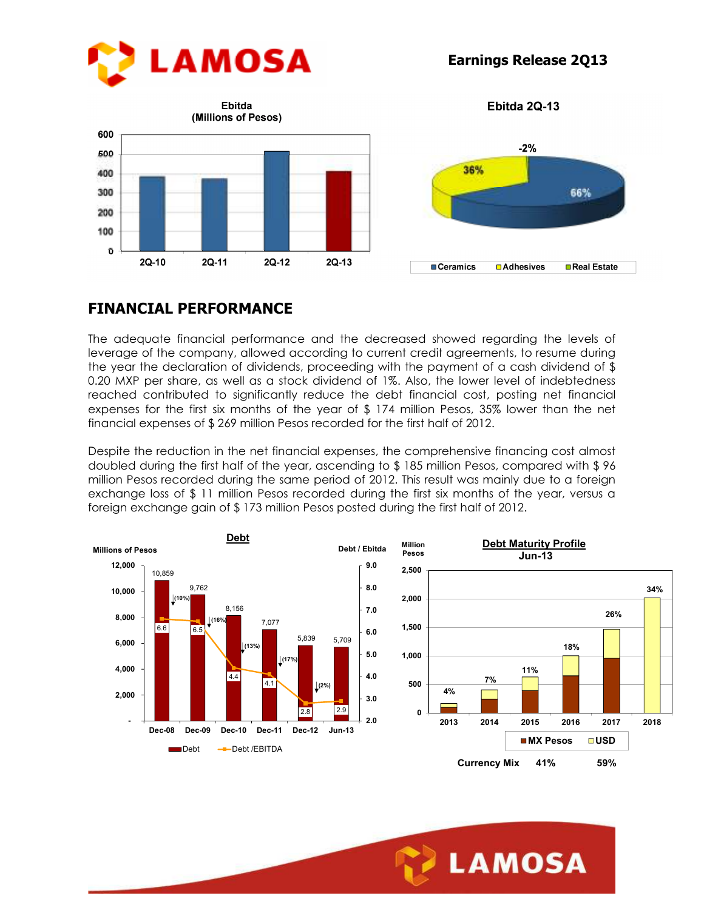## FINANCIAL PERFORMANCE

The adequate financial performance and the decreased showed regarding the levels of leverage of the company, allowed according to current credit agreements, to resume during the year the declaration of dividends, proceeding with the payment of a cash dividend of $ 0.20 MXP per share, as well as a stock dividend of 1%. Also, the lower level of indebtedness reached contributed to significantly reduce the debt financial cost, posting net financial expenses for the first six months of the year of $ 174 million Pesos, 35% lower than the net financial expenses of $ 269 million Pesos recorded for the first half of 2012.

Despite the reduction in the net financial expenses, the comprehensive financing cost almost doubled during the first half of the year, ascending to $ 185 million Pesos, compared with $ 96 million Pesos recorded during the same period of 2012. This result was mainly due to a foreign exchange loss of $ 11 million Pesos recorded during the first six months of the year, versus a foreign exchange gain of $ 173 million Pesos posted during the first half of 2012.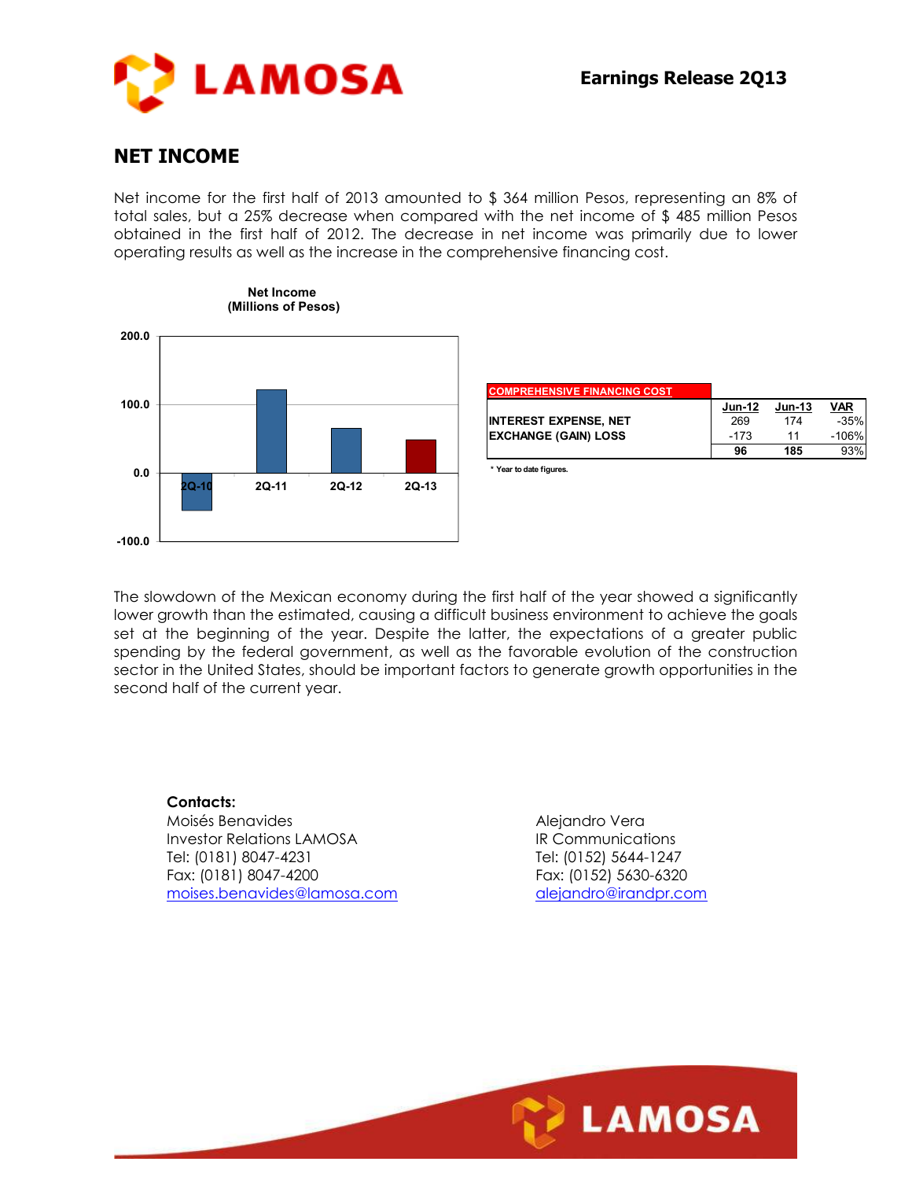## NET INCOME

Net income for the first half of 2013 amounted to $ 364 million Pesos, representing an 8% of total sales, but a 25% decrease when compared with the net income of $ 485 million Pesos obtained in the first half of 2012. The decrease in net income was primarily due to lower operating results as well as the increase in the comprehensive financing cost.

Net Income
(Millions of Pesos)

200.0
100.0
0.0
-100.0

2Q-10
2Q-11
2Q-12
2Q-13

| COMPREHENSIVE FINANCING COST | Jun-12 | Jun-13 | VAR |
|---|---|---|---|
| INTEREST EXPENSE, NET | 269 | 174 | -35% |
| EXCHANGE (GAIN) LOSS | -173 | 11 | -106% |
| | **96** | **185** | 93% |

\* Year to date figures.

The slowdown of the Mexican economy during the first half of the year showed a significantly lower growth than the estimated, causing a difficult business environment to achieve the goals set at the beginning of the year. Despite the latter, the expectations of a greater public spending by the federal government, as well as the favorable evolution of the construction sector in the United States, should be important factors to generate growth opportunities in the second half of the current year.

**Contacts:**

Moisés Benavides
Investor Relations LAMOSA
Tel: (0181) 8047-4231
Fax: (0181) 8047-4200
moises.benavides@lamosa.com

Alejandro Vera
IR Communications
Tel: (0152) 5644-1247
Fax: (0152) 5630-6320
alejandro@irandpr.com